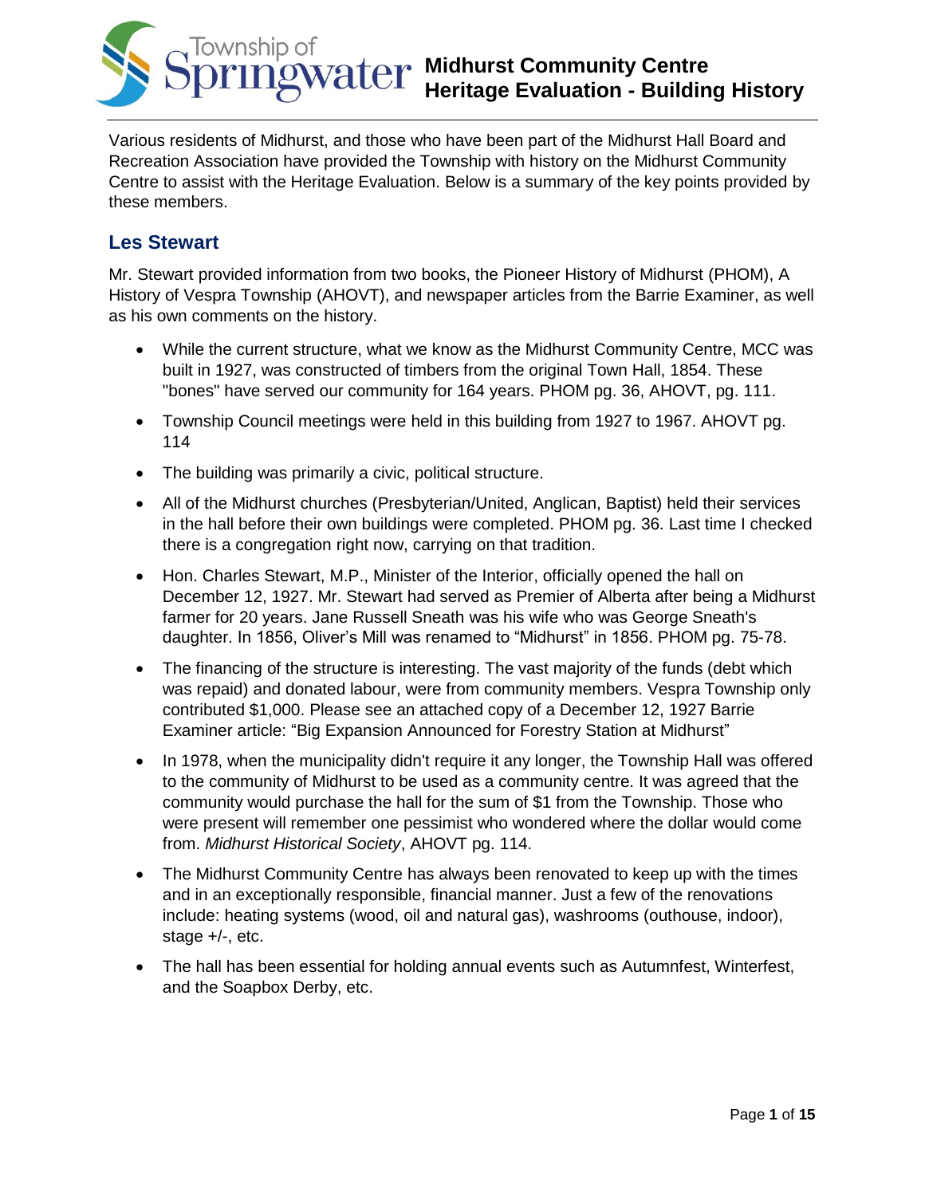# Midhurst Community Centre Heritage Evaluation - Building History

Various residents of Midhurst, and those who have been part of the Midhurst Hall Board and Recreation Association have provided the Township with history on the Midhurst Community Centre to assist with the Heritage Evaluation. Below is a summary of the key points provided by these members.

## Les Stewart

Mr. Stewart provided information from two books, the Pioneer History of Midhurst (PHOM), A History of Vespra Township (AHOVT), and newspaper articles from the Barrie Examiner, as well as his own comments on the history.

- While the current structure, what we know as the Midhurst Community Centre, MCC was built in 1927, was constructed of timbers from the original Town Hall, 1854. These "bones" have served our community for 164 years. PHOM pg. 36, AHOVT, pg. 111.
- Township Council meetings were held in this building from 1927 to 1967. AHOVT pg. 114
- The building was primarily a civic, political structure.
- All of the Midhurst churches (Presbyterian/United, Anglican, Baptist) held their services in the hall before their own buildings were completed. PHOM pg. 36. Last time I checked there is a congregation right now, carrying on that tradition.
- Hon. Charles Stewart, M.P., Minister of the Interior, officially opened the hall on December 12, 1927. Mr. Stewart had served as Premier of Alberta after being a Midhurst farmer for 20 years. Jane Russell Sneath was his wife who was George Sneath's daughter. In 1856, Oliver's Mill was renamed to "Midhurst" in 1856. PHOM pg. 75-78.
- The financing of the structure is interesting. The vast majority of the funds (debt which was repaid) and donated labour, were from community members. Vespra Township only contributed $1,000. Please see an attached copy of a December 12, 1927 Barrie Examiner article: "Big Expansion Announced for Forestry Station at Midhurst"
- In 1978, when the municipality didn't require it any longer, the Township Hall was offered to the community of Midhurst to be used as a community centre. It was agreed that the community would purchase the hall for the sum of $1 from the Township. Those who were present will remember one pessimist who wondered where the dollar would come from. *Midhurst Historical Society*, AHOVT pg. 114.
- The Midhurst Community Centre has always been renovated to keep up with the times and in an exceptionally responsible, financial manner. Just a few of the renovations include: heating systems (wood, oil and natural gas), washrooms (outhouse, indoor), stage +/-, etc.
- The hall has been essential for holding annual events such as Autumnfest, Winterfest, and the Soapbox Derby, etc.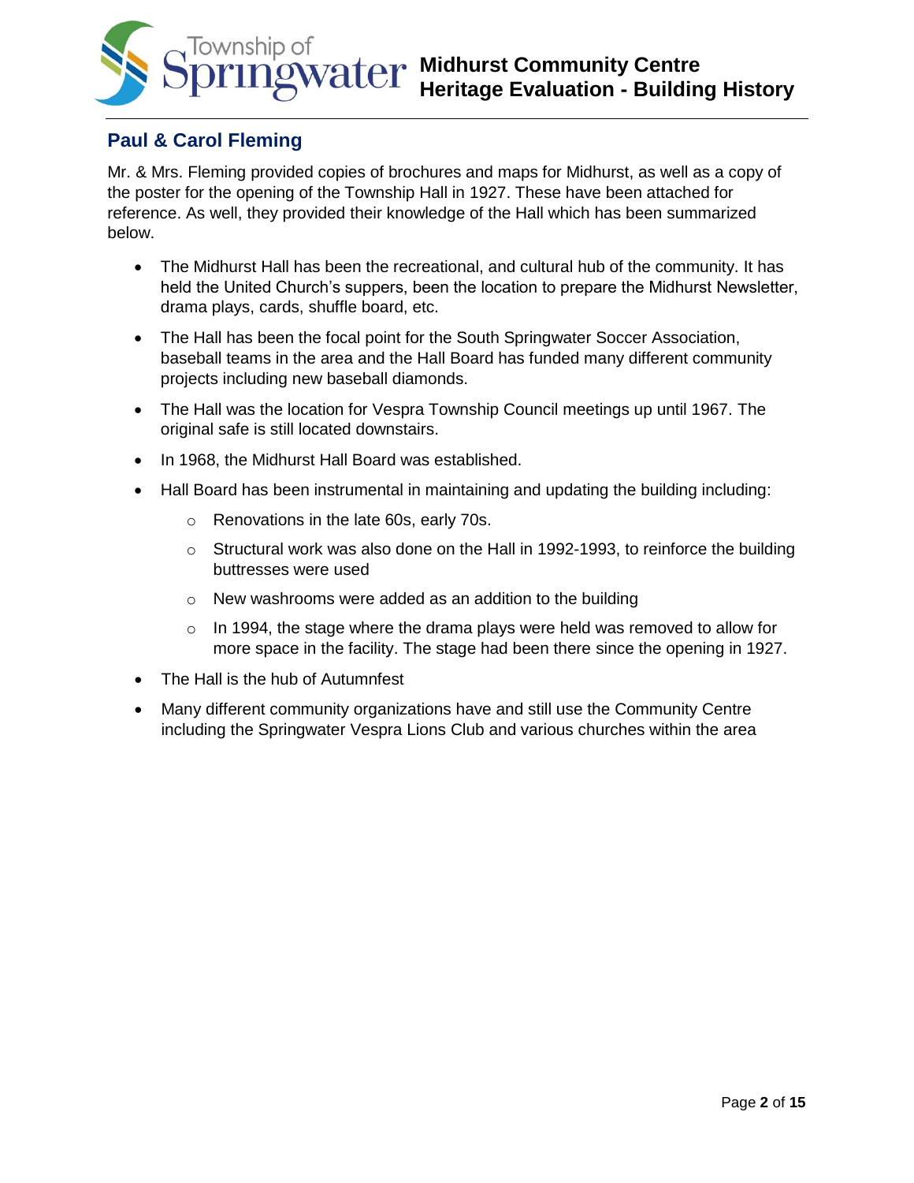## Paul & Carol Fleming

Mr. & Mrs. Fleming provided copies of brochures and maps for Midhurst, as well as a copy of the poster for the opening of the Township Hall in 1927. These have been attached for reference. As well, they provided their knowledge of the Hall which has been summarized below.

- The Midhurst Hall has been the recreational, and cultural hub of the community. It has held the United Church's suppers, been the location to prepare the Midhurst Newsletter, drama plays, cards, shuffle board, etc.
- The Hall has been the focal point for the South Springwater Soccer Association, baseball teams in the area and the Hall Board has funded many different community projects including new baseball diamonds.
- The Hall was the location for Vespra Township Council meetings up until 1967. The original safe is still located downstairs.
- In 1968, the Midhurst Hall Board was established.
- Hall Board has been instrumental in maintaining and updating the building including:
  - Renovations in the late 60s, early 70s.
  - Structural work was also done on the Hall in 1992-1993, to reinforce the building buttresses were used
  - New washrooms were added as an addition to the building
  - In 1994, the stage where the drama plays were held was removed to allow for more space in the facility. The stage had been there since the opening in 1927.
- The Hall is the hub of Autumnfest
- Many different community organizations have and still use the Community Centre including the Springwater Vespra Lions Club and various churches within the area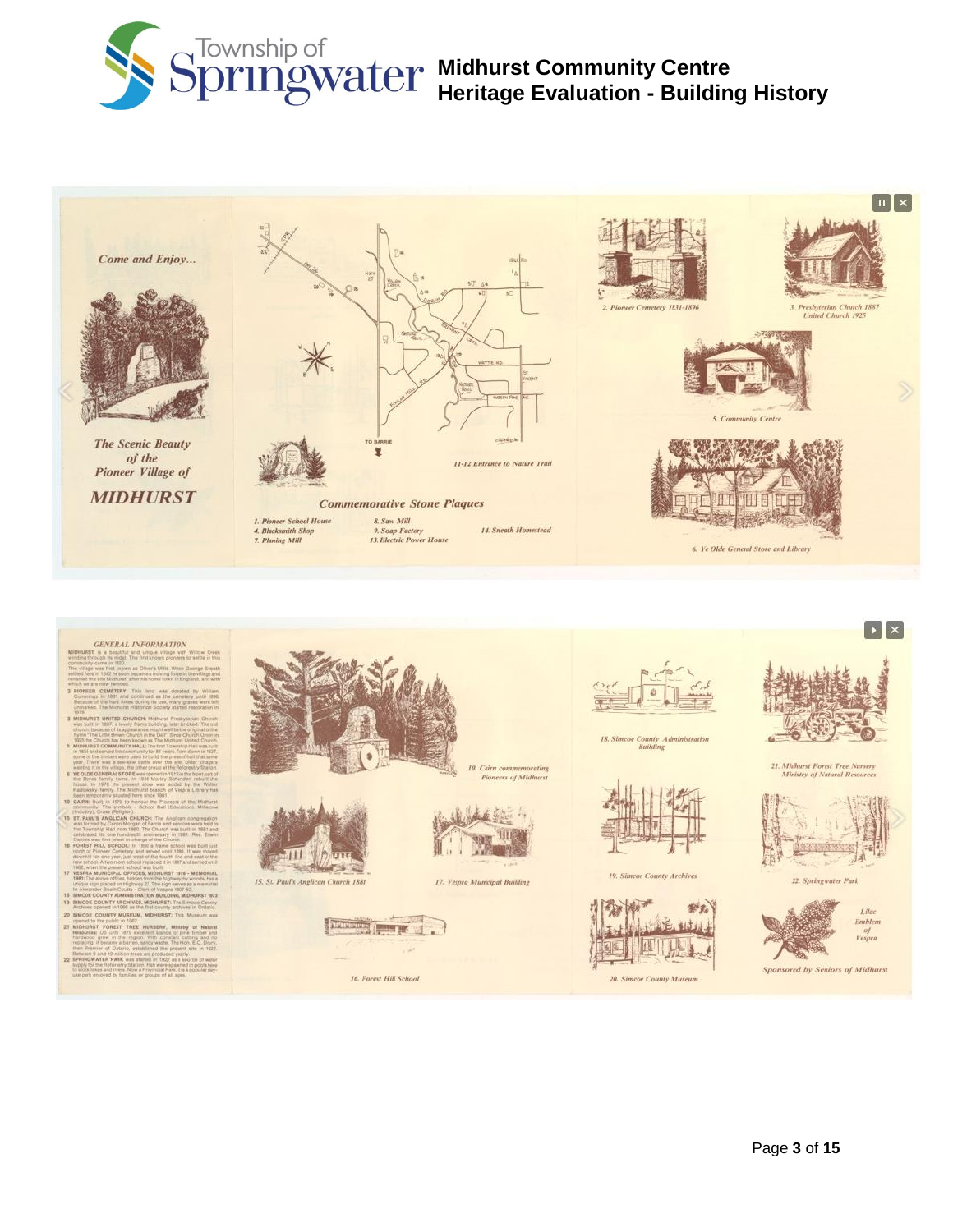# Midhurst Community Centre
# Heritage Evaluation - Building History

*Come and Enjoy...*

*The Scenic Beauty of the Pioneer Village of*

**MIDHURST**

11-12 Entrance to Nature Trail

**Commemorative Stone Plaques**

1. Pioneer School House
4. Blacksmith Shop
7. Planing Mill
8. Saw Mill
9. Soap Factory
13. Electric Power House
14. Sneath Homestead

2. Pioneer Cemetery 1831-1896

3. Presbyterian Church 1887 United Church 1925

5. Community Centre

6. Ye Olde General Store and Library

**GENERAL INFORMATION**

10. Cairn commemorating Pioneers of Midhurst

15. St. Paul's Anglican Church 1881

16. Forest Hill School

17. Vespra Municipal Building

18. Simcoe County Administration Building

19. Simcoe County Archives

20. Simcoe County Museum

21. Midhurst Forest Tree Nursery Ministry of Natural Resources

22. Springwater Park

Lilac Emblem of Vespra

Sponsored by Seniors of Midhurst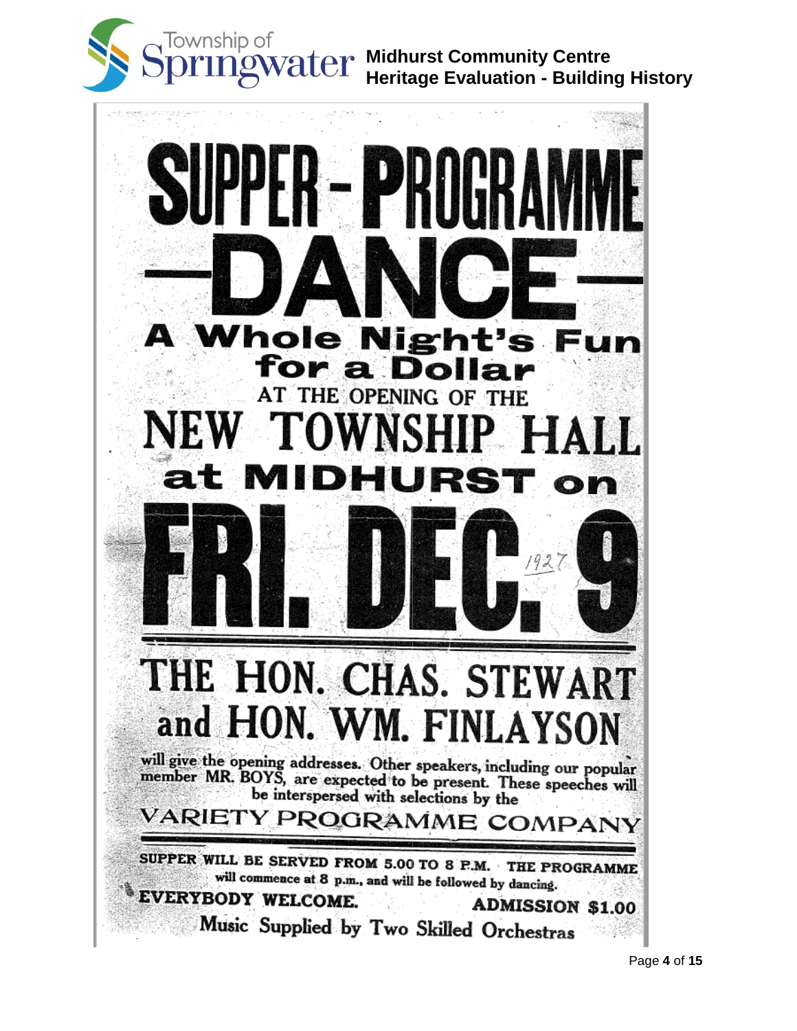# SUPPER - PROGRAMME

# —DANCE—

## A Whole Night's Fun for a Dollar

AT THE OPENING OF THE

## NEW TOWNSHIP HALL

## at MIDHURST on

# FRI. DEC. 9

1927

## THE HON. CHAS. STEWART and HON. WM. FINLAYSON

will give the opening addresses. Other speakers, including our popular member MR. BOYS, are expected to be present. These speeches will be interspersed with selections by the

VARIETY PROGRAMME COMPANY

SUPPER WILL BE SERVED FROM 5.00 TO 8 P.M. THE PROGRAMME will commence at 8 p.m., and will be followed by dancing.

EVERYBODY WELCOME. ADMISSION $1.00

Music Supplied by Two Skilled Orchestras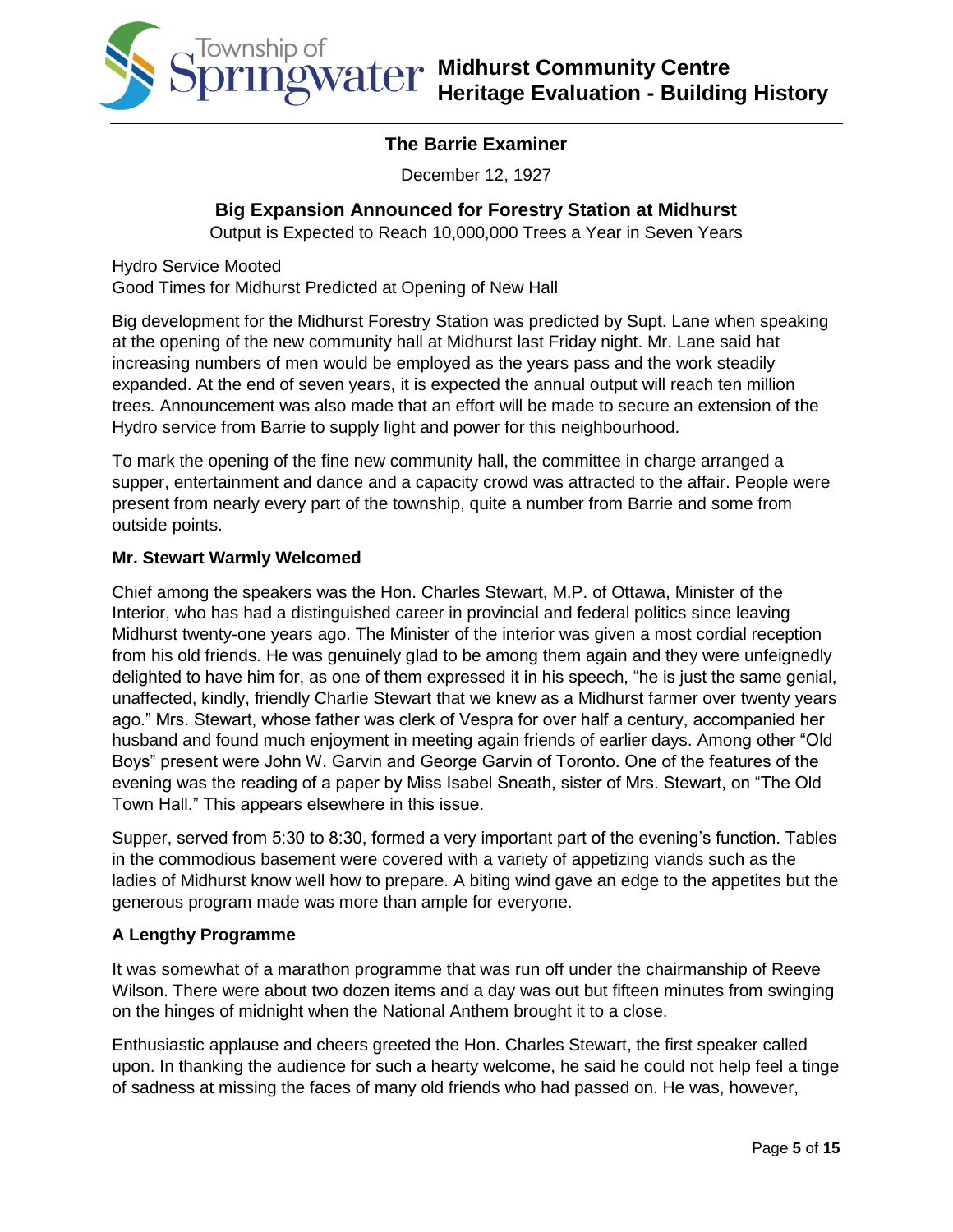## The Barrie Examiner

December 12, 1927

### Big Expansion Announced for Forestry Station at Midhurst

Output is Expected to Reach 10,000,000 Trees a Year in Seven Years

Hydro Service Mooted
Good Times for Midhurst Predicted at Opening of New Hall

Big development for the Midhurst Forestry Station was predicted by Supt. Lane when speaking at the opening of the new community hall at Midhurst last Friday night. Mr. Lane said hat increasing numbers of men would be employed as the years pass and the work steadily expanded. At the end of seven years, it is expected the annual output will reach ten million trees. Announcement was also made that an effort will be made to secure an extension of the Hydro service from Barrie to supply light and power for this neighbourhood.

To mark the opening of the fine new community hall, the committee in charge arranged a supper, entertainment and dance and a capacity crowd was attracted to the affair. People were present from nearly every part of the township, quite a number from Barrie and some from outside points.

**Mr. Stewart Warmly Welcomed**

Chief among the speakers was the Hon. Charles Stewart, M.P. of Ottawa, Minister of the Interior, who has had a distinguished career in provincial and federal politics since leaving Midhurst twenty-one years ago. The Minister of the interior was given a most cordial reception from his old friends. He was genuinely glad to be among them again and they were unfeignedly delighted to have him for, as one of them expressed it in his speech, "he is just the same genial, unaffected, kindly, friendly Charlie Stewart that we knew as a Midhurst farmer over twenty years ago." Mrs. Stewart, whose father was clerk of Vespra for over half a century, accompanied her husband and found much enjoyment in meeting again friends of earlier days. Among other "Old Boys" present were John W. Garvin and George Garvin of Toronto. One of the features of the evening was the reading of a paper by Miss Isabel Sneath, sister of Mrs. Stewart, on "The Old Town Hall." This appears elsewhere in this issue.

Supper, served from 5:30 to 8:30, formed a very important part of the evening's function. Tables in the commodious basement were covered with a variety of appetizing viands such as the ladies of Midhurst know well how to prepare. A biting wind gave an edge to the appetites but the generous program made was more than ample for everyone.

**A Lengthy Programme**

It was somewhat of a marathon programme that was run off under the chairmanship of Reeve Wilson. There were about two dozen items and a day was out but fifteen minutes from swinging on the hinges of midnight when the National Anthem brought it to a close.

Enthusiastic applause and cheers greeted the Hon. Charles Stewart, the first speaker called upon. In thanking the audience for such a hearty welcome, he said he could not help feel a tinge of sadness at missing the faces of many old friends who had passed on. He was, however,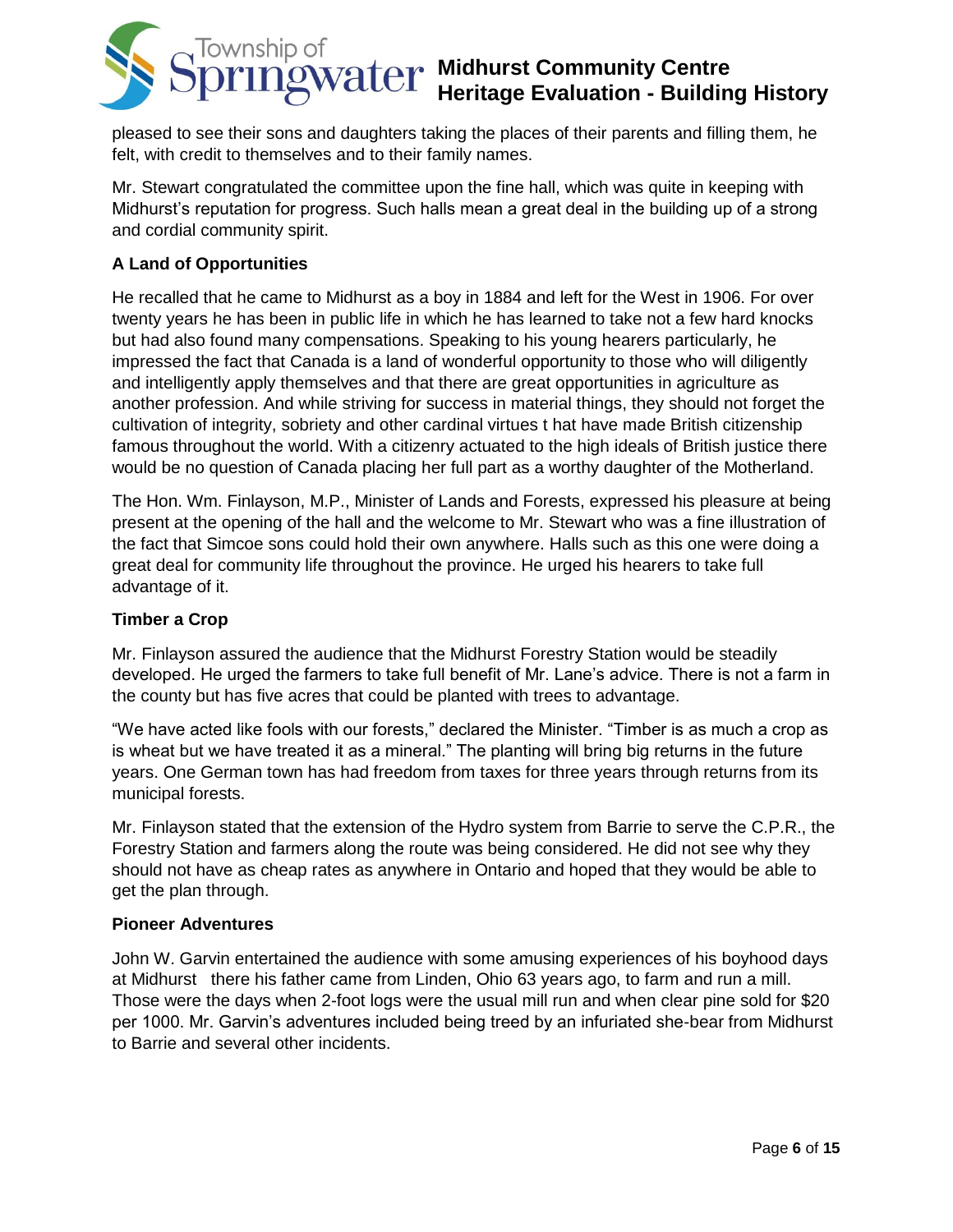pleased to see their sons and daughters taking the places of their parents and filling them, he felt, with credit to themselves and to their family names.

Mr. Stewart congratulated the committee upon the fine hall, which was quite in keeping with Midhurst's reputation for progress. Such halls mean a great deal in the building up of a strong and cordial community spirit.

**A Land of Opportunities**

He recalled that he came to Midhurst as a boy in 1884 and left for the West in 1906. For over twenty years he has been in public life in which he has learned to take not a few hard knocks but had also found many compensations. Speaking to his young hearers particularly, he impressed the fact that Canada is a land of wonderful opportunity to those who will diligently and intelligently apply themselves and that there are great opportunities in agriculture as another profession. And while striving for success in material things, they should not forget the cultivation of integrity, sobriety and other cardinal virtues t hat have made British citizenship famous throughout the world. With a citizenry actuated to the high ideals of British justice there would be no question of Canada placing her full part as a worthy daughter of the Motherland.

The Hon. Wm. Finlayson, M.P., Minister of Lands and Forests, expressed his pleasure at being present at the opening of the hall and the welcome to Mr. Stewart who was a fine illustration of the fact that Simcoe sons could hold their own anywhere. Halls such as this one were doing a great deal for community life throughout the province. He urged his hearers to take full advantage of it.

**Timber a Crop**

Mr. Finlayson assured the audience that the Midhurst Forestry Station would be steadily developed. He urged the farmers to take full benefit of Mr. Lane's advice. There is not a farm in the county but has five acres that could be planted with trees to advantage.

"We have acted like fools with our forests," declared the Minister. "Timber is as much a crop as is wheat but we have treated it as a mineral." The planting will bring big returns in the future years. One German town has had freedom from taxes for three years through returns from its municipal forests.

Mr. Finlayson stated that the extension of the Hydro system from Barrie to serve the C.P.R., the Forestry Station and farmers along the route was being considered. He did not see why they should not have as cheap rates as anywhere in Ontario and hoped that they would be able to get the plan through.

**Pioneer Adventures**

John W. Garvin entertained the audience with some amusing experiences of his boyhood days at Midhurst there his father came from Linden, Ohio 63 years ago, to farm and run a mill. Those were the days when 2-foot logs were the usual mill run and when clear pine sold for $20 per 1000. Mr. Garvin's adventures included being treed by an infuriated she-bear from Midhurst to Barrie and several other incidents.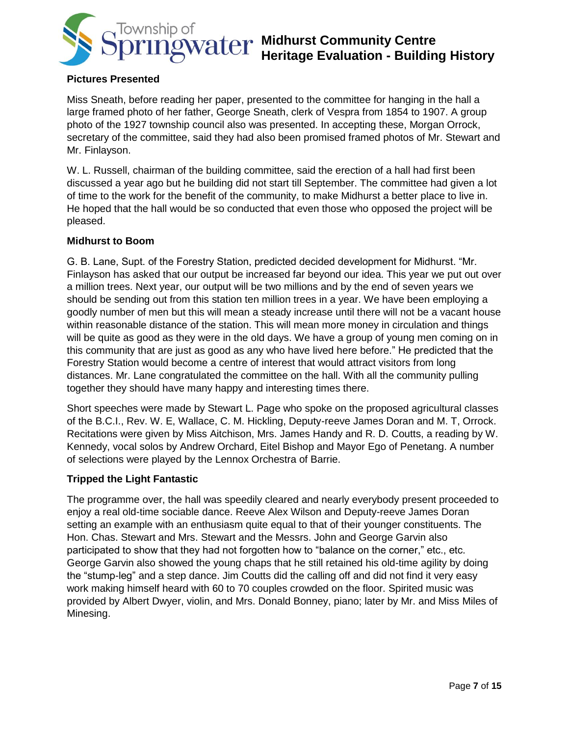### Pictures Presented

Miss Sneath, before reading her paper, presented to the committee for hanging in the hall a large framed photo of her father, George Sneath, clerk of Vespra from 1854 to 1907. A group photo of the 1927 township council also was presented. In accepting these, Morgan Orrock, secretary of the committee, said they had also been promised framed photos of Mr. Stewart and Mr. Finlayson.

W. L. Russell, chairman of the building committee, said the erection of a hall had first been discussed a year ago but he building did not start till September. The committee had given a lot of time to the work for the benefit of the community, to make Midhurst a better place to live in. He hoped that the hall would be so conducted that even those who opposed the project will be pleased.

### Midhurst to Boom

G. B. Lane, Supt. of the Forestry Station, predicted decided development for Midhurst. "Mr. Finlayson has asked that our output be increased far beyond our idea. This year we put out over a million trees. Next year, our output will be two millions and by the end of seven years we should be sending out from this station ten million trees in a year. We have been employing a goodly number of men but this will mean a steady increase until there will not be a vacant house within reasonable distance of the station. This will mean more money in circulation and things will be quite as good as they were in the old days. We have a group of young men coming on in this community that are just as good as any who have lived here before." He predicted that the Forestry Station would become a centre of interest that would attract visitors from long distances. Mr. Lane congratulated the committee on the hall. With all the community pulling together they should have many happy and interesting times there.

Short speeches were made by Stewart L. Page who spoke on the proposed agricultural classes of the B.C.I., Rev. W. E, Wallace, C. M. Hickling, Deputy-reeve James Doran and M. T, Orrock. Recitations were given by Miss Aitchison, Mrs. James Handy and R. D. Coutts, a reading by W. Kennedy, vocal solos by Andrew Orchard, Eitel Bishop and Mayor Ego of Penetang. A number of selections were played by the Lennox Orchestra of Barrie.

### Tripped the Light Fantastic

The programme over, the hall was speedily cleared and nearly everybody present proceeded to enjoy a real old-time sociable dance. Reeve Alex Wilson and Deputy-reeve James Doran setting an example with an enthusiasm quite equal to that of their younger constituents. The Hon. Chas. Stewart and Mrs. Stewart and the Messrs. John and George Garvin also participated to show that they had not forgotten how to "balance on the corner," etc., etc. George Garvin also showed the young chaps that he still retained his old-time agility by doing the "stump-leg" and a step dance. Jim Coutts did the calling off and did not find it very easy work making himself heard with 60 to 70 couples crowded on the floor. Spirited music was provided by Albert Dwyer, violin, and Mrs. Donald Bonney, piano; later by Mr. and Miss Miles of Minesing.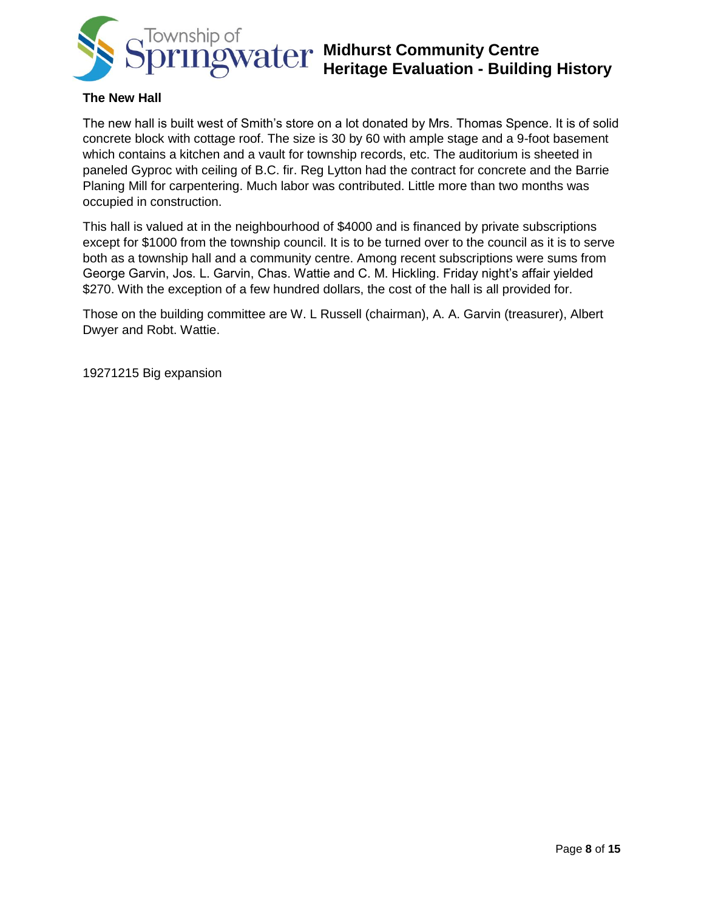### The New Hall

The new hall is built west of Smith's store on a lot donated by Mrs. Thomas Spence. It is of solid concrete block with cottage roof. The size is 30 by 60 with ample stage and a 9-foot basement which contains a kitchen and a vault for township records, etc. The auditorium is sheeted in paneled Gyproc with ceiling of B.C. fir. Reg Lytton had the contract for concrete and the Barrie Planing Mill for carpentering. Much labor was contributed. Little more than two months was occupied in construction.

This hall is valued at in the neighbourhood of $4000 and is financed by private subscriptions except for $1000 from the township council. It is to be turned over to the council as it is to serve both as a township hall and a community centre. Among recent subscriptions were sums from George Garvin, Jos. L. Garvin, Chas. Wattie and C. M. Hickling. Friday night's affair yielded $270. With the exception of a few hundred dollars, the cost of the hall is all provided for.

Those on the building committee are W. L Russell (chairman), A. A. Garvin (treasurer), Albert Dwyer and Robt. Wattie.

19271215 Big expansion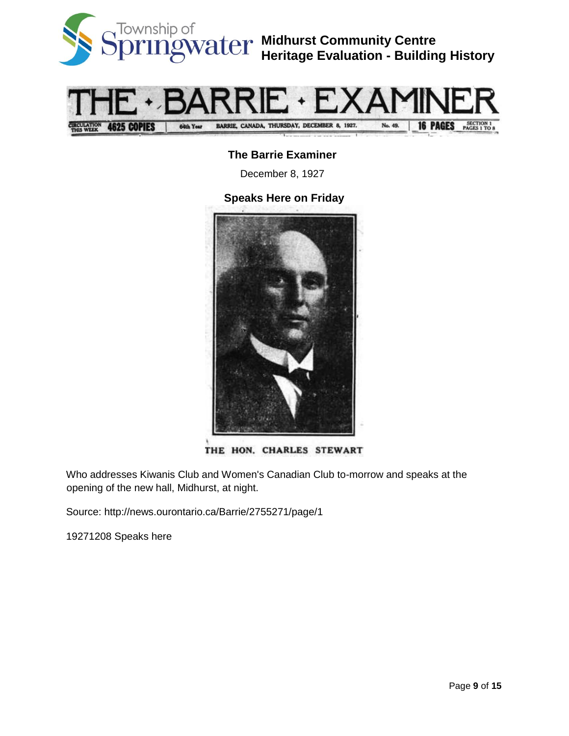**The Barrie Examiner**

December 8, 1927

**Speaks Here on Friday**

THE HON. CHARLES STEWART

Who addresses Kiwanis Club and Women's Canadian Club to-morrow and speaks at the opening of the new hall, Midhurst, at night.

Source: http://news.ourontario.ca/Barrie/2755271/page/1

19271208 Speaks here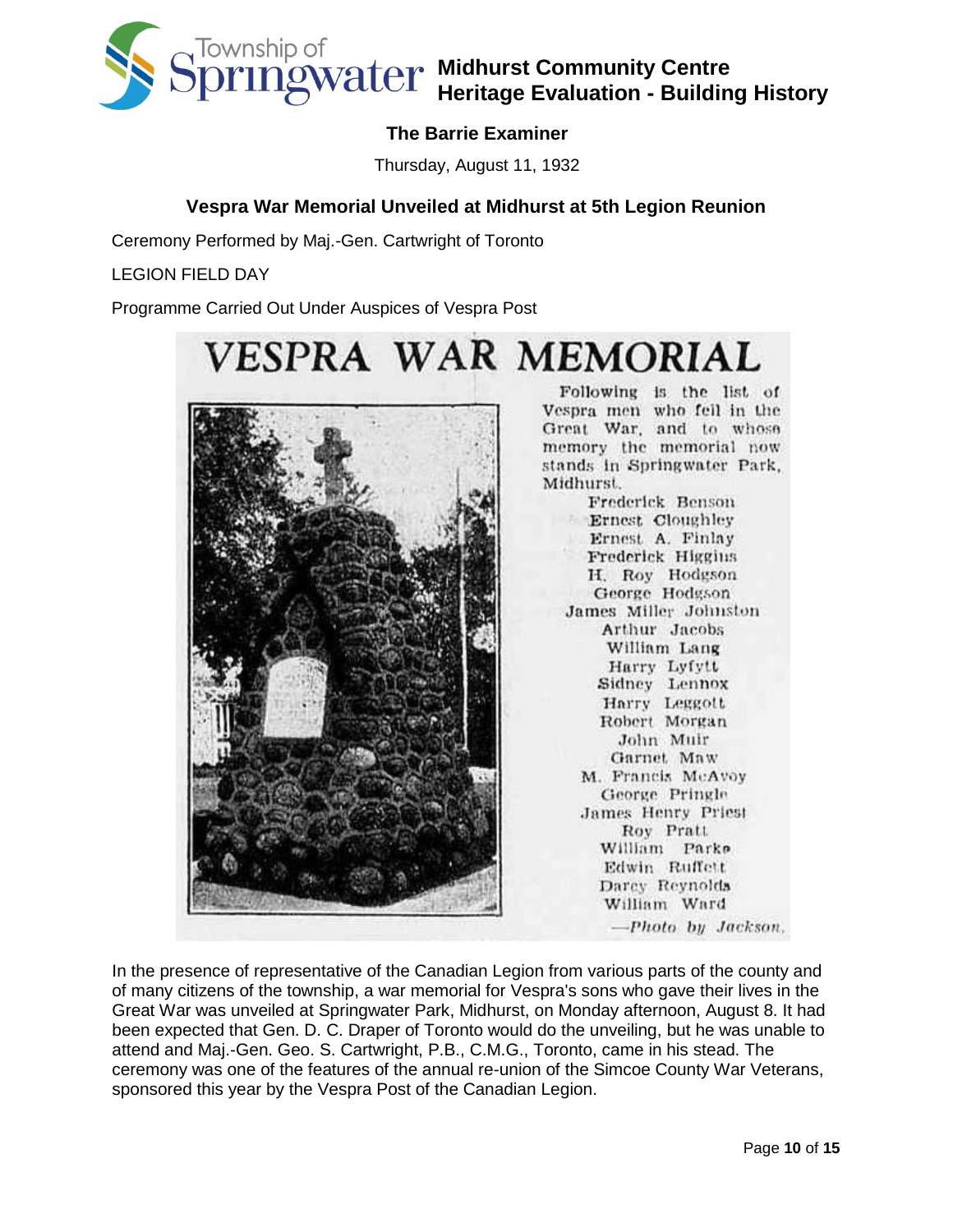## The Barrie Examiner

Thursday, August 11, 1932

### Vespra War Memorial Unveiled at Midhurst at 5th Legion Reunion

Ceremony Performed by Maj.-Gen. Cartwright of Toronto

LEGION FIELD DAY

Programme Carried Out Under Auspices of Vespra Post

# VESPRA WAR MEMORIAL

Following is the list of Vespra men who fell in the Great War, and to whose memory the memorial now stands in Springwater Park, Midhurst.

Frederick Benson
Ernest Cloughley
Ernest A. Finlay
Frederick Higgins
H. Roy Hodgson
George Hodgson
James Miller Johnston
Arthur Jacobs
William Lang
Harry Lyfytt
Sidney Lennox
Harry Leggott
Robert Morgan
John Muir
Garnet Maw
M. Francis McAvoy
George Pringle
James Henry Priest
Roy Pratt
William Parke
Edwin Ruffett
Darcy Reynolds
William Ward

—*Photo by Jackson.*

In the presence of representative of the Canadian Legion from various parts of the county and of many citizens of the township, a war memorial for Vespra's sons who gave their lives in the Great War was unveiled at Springwater Park, Midhurst, on Monday afternoon, August 8. It had been expected that Gen. D. C. Draper of Toronto would do the unveiling, but he was unable to attend and Maj.-Gen. Geo. S. Cartwright, P.B., C.M.G., Toronto, came in his stead. The ceremony was one of the features of the annual re-union of the Simcoe County War Veterans, sponsored this year by the Vespra Post of the Canadian Legion.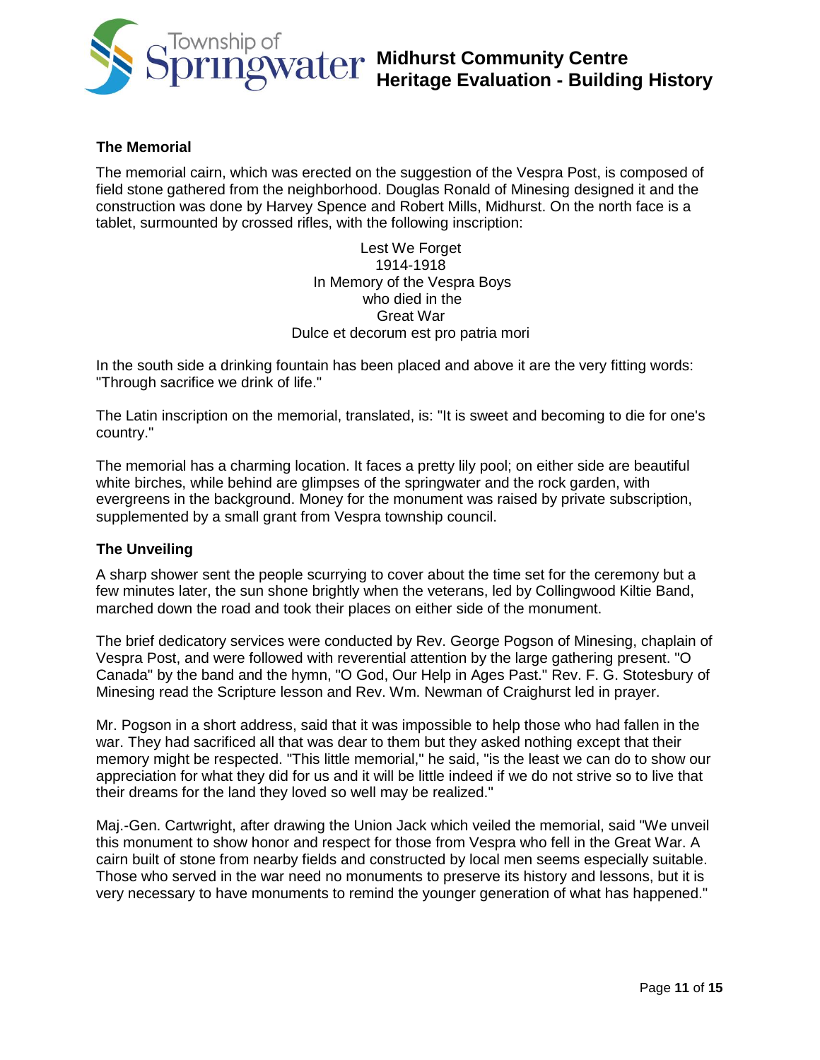### The Memorial

The memorial cairn, which was erected on the suggestion of the Vespra Post, is composed of field stone gathered from the neighborhood. Douglas Ronald of Minesing designed it and the construction was done by Harvey Spence and Robert Mills, Midhurst. On the north face is a tablet, surmounted by crossed rifles, with the following inscription:

Lest We Forget  
1914-1918  
In Memory of the Vespra Boys  
who died in the  
Great War  
Dulce et decorum est pro patria mori

In the south side a drinking fountain has been placed and above it are the very fitting words: "Through sacrifice we drink of life."

The Latin inscription on the memorial, translated, is: "It is sweet and becoming to die for one's country."

The memorial has a charming location. It faces a pretty lily pool; on either side are beautiful white birches, while behind are glimpses of the springwater and the rock garden, with evergreens in the background. Money for the monument was raised by private subscription, supplemented by a small grant from Vespra township council.

### The Unveiling

A sharp shower sent the people scurrying to cover about the time set for the ceremony but a few minutes later, the sun shone brightly when the veterans, led by Collingwood Kiltie Band, marched down the road and took their places on either side of the monument.

The brief dedicatory services were conducted by Rev. George Pogson of Minesing, chaplain of Vespra Post, and were followed with reverential attention by the large gathering present. "O Canada" by the band and the hymn, "O God, Our Help in Ages Past." Rev. F. G. Stotesbury of Minesing read the Scripture lesson and Rev. Wm. Newman of Craighurst led in prayer.

Mr. Pogson in a short address, said that it was impossible to help those who had fallen in the war. They had sacrificed all that was dear to them but they asked nothing except that their memory might be respected. "This little memorial," he said, "is the least we can do to show our appreciation for what they did for us and it will be little indeed if we do not strive so to live that their dreams for the land they loved so well may be realized."

Maj.-Gen. Cartwright, after drawing the Union Jack which veiled the memorial, said "We unveil this monument to show honor and respect for those from Vespra who fell in the Great War. A cairn built of stone from nearby fields and constructed by local men seems especially suitable. Those who served in the war need no monuments to preserve its history and lessons, but it is very necessary to have monuments to remind the younger generation of what has happened."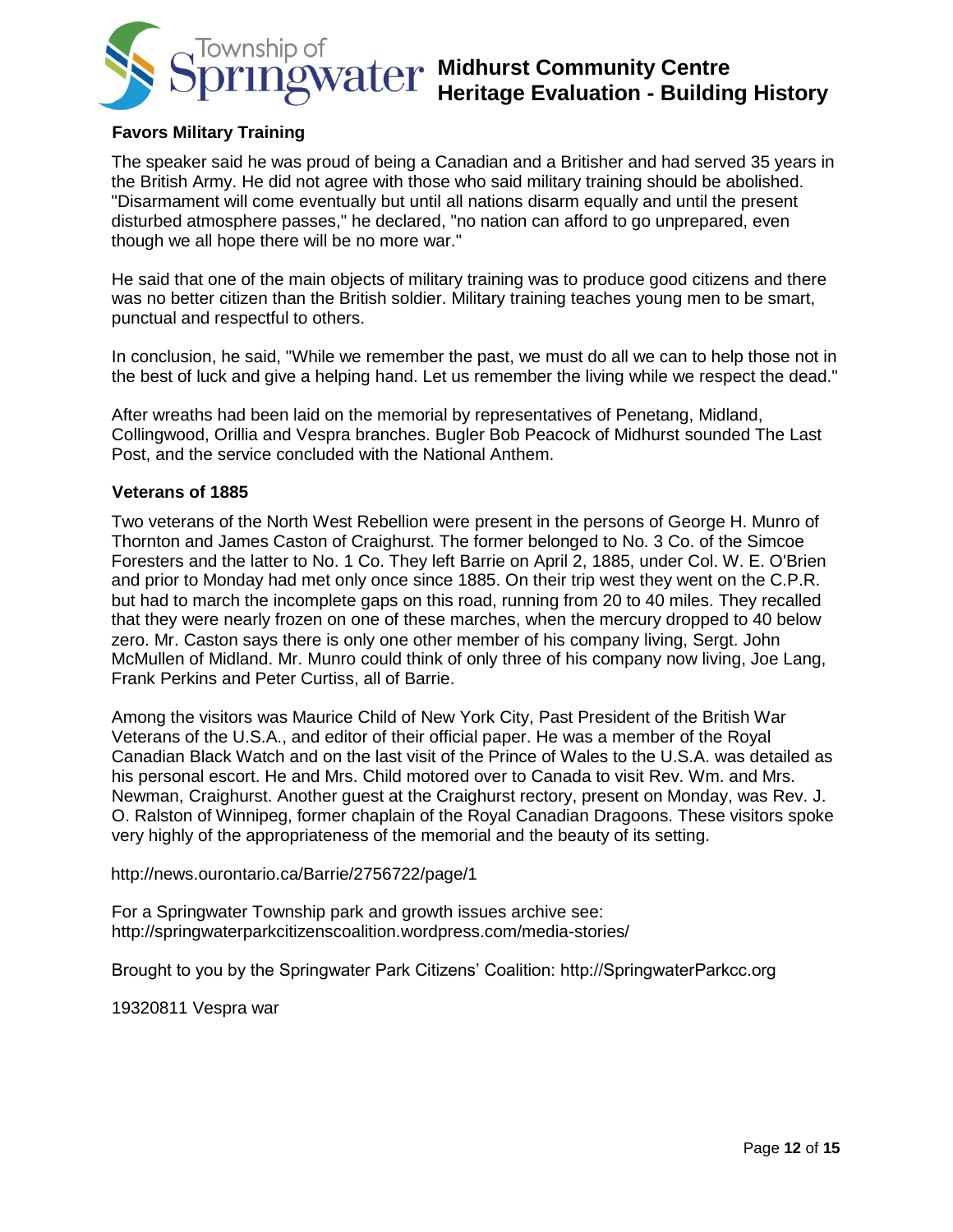### Favors Military Training

The speaker said he was proud of being a Canadian and a Britisher and had served 35 years in the British Army. He did not agree with those who said military training should be abolished. "Disarmament will come eventually but until all nations disarm equally and until the present disturbed atmosphere passes," he declared, "no nation can afford to go unprepared, even though we all hope there will be no more war."

He said that one of the main objects of military training was to produce good citizens and there was no better citizen than the British soldier. Military training teaches young men to be smart, punctual and respectful to others.

In conclusion, he said, "While we remember the past, we must do all we can to help those not in the best of luck and give a helping hand. Let us remember the living while we respect the dead."

After wreaths had been laid on the memorial by representatives of Penetang, Midland, Collingwood, Orillia and Vespra branches. Bugler Bob Peacock of Midhurst sounded The Last Post, and the service concluded with the National Anthem.

### Veterans of 1885

Two veterans of the North West Rebellion were present in the persons of George H. Munro of Thornton and James Caston of Craighurst. The former belonged to No. 3 Co. of the Simcoe Foresters and the latter to No. 1 Co. They left Barrie on April 2, 1885, under Col. W. E. O'Brien and prior to Monday had met only once since 1885. On their trip west they went on the C.P.R. but had to march the incomplete gaps on this road, running from 20 to 40 miles. They recalled that they were nearly frozen on one of these marches, when the mercury dropped to 40 below zero. Mr. Caston says there is only one other member of his company living, Sergt. John McMullen of Midland. Mr. Munro could think of only three of his company now living, Joe Lang, Frank Perkins and Peter Curtiss, all of Barrie.

Among the visitors was Maurice Child of New York City, Past President of the British War Veterans of the U.S.A., and editor of their official paper. He was a member of the Royal Canadian Black Watch and on the last visit of the Prince of Wales to the U.S.A. was detailed as his personal escort. He and Mrs. Child motored over to Canada to visit Rev. Wm. and Mrs. Newman, Craighurst. Another guest at the Craighurst rectory, present on Monday, was Rev. J. O. Ralston of Winnipeg, former chaplain of the Royal Canadian Dragoons. These visitors spoke very highly of the appropriateness of the memorial and the beauty of its setting.

http://news.ourontario.ca/Barrie/2756722/page/1

For a Springwater Township park and growth issues archive see:
http://springwaterparkcitizenscoalition.wordpress.com/media-stories/

Brought to you by the Springwater Park Citizens' Coalition: http://SpringwaterParkcc.org

19320811 Vespra war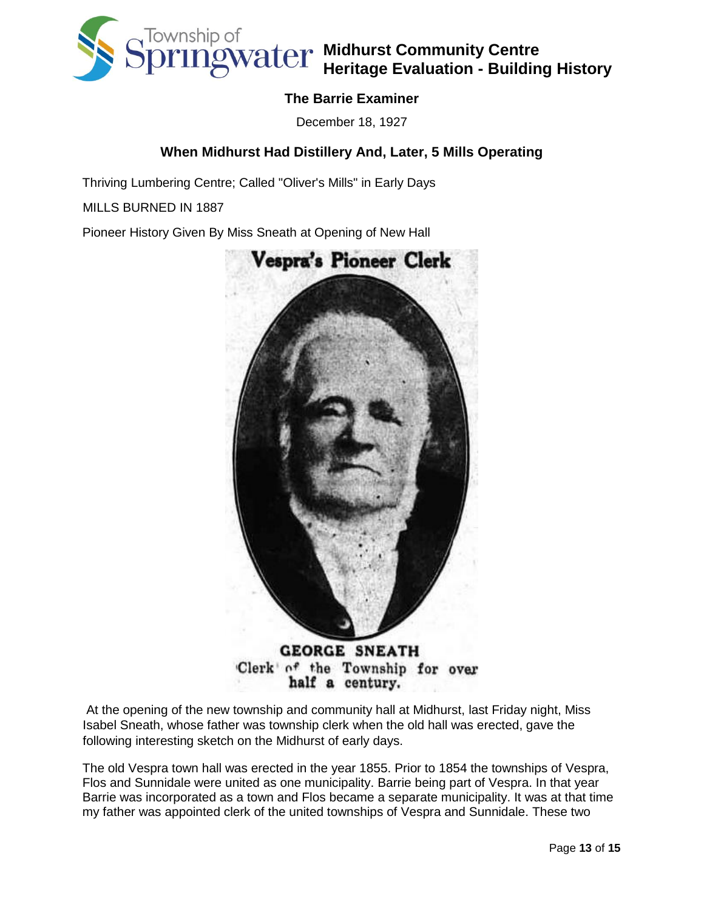## The Barrie Examiner

December 18, 1927

### When Midhurst Had Distillery And, Later, 5 Mills Operating

Thriving Lumbering Centre; Called "Oliver's Mills" in Early Days

MILLS BURNED IN 1887

Pioneer History Given By Miss Sneath at Opening of New Hall

**Vespra's Pioneer Clerk**

GEORGE SNEATH
Clerk of the Township for over half a century.

At the opening of the new township and community hall at Midhurst, last Friday night, Miss Isabel Sneath, whose father was township clerk when the old hall was erected, gave the following interesting sketch on the Midhurst of early days.

The old Vespra town hall was erected in the year 1855. Prior to 1854 the townships of Vespra, Flos and Sunnidale were united as one municipality. Barrie being part of Vespra. In that year Barrie was incorporated as a town and Flos became a separate municipality. It was at that time my father was appointed clerk of the united townships of Vespra and Sunnidale. These two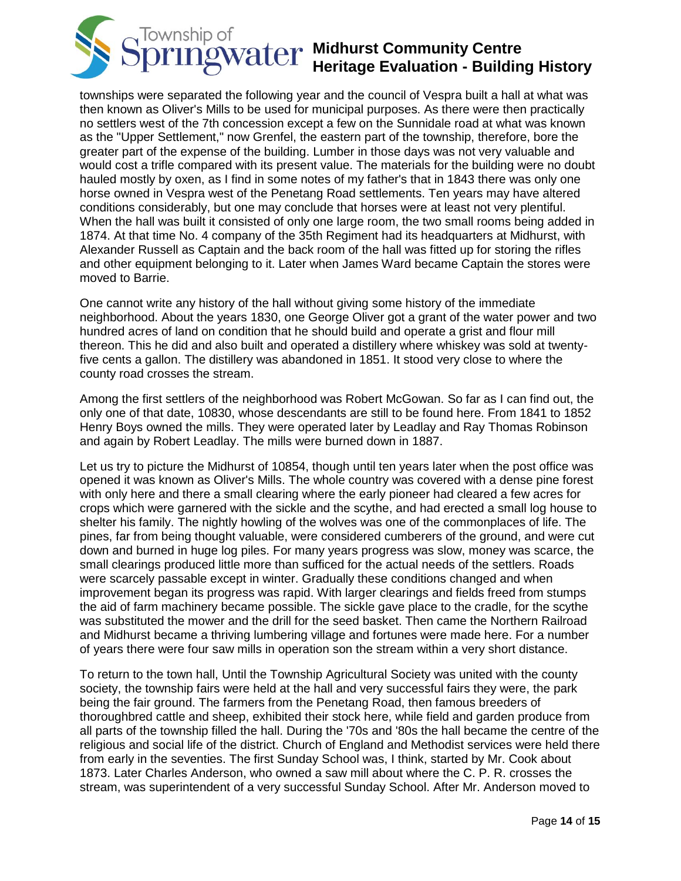townships were separated the following year and the council of Vespra built a hall at what was then known as Oliver's Mills to be used for municipal purposes. As there were then practically no settlers west of the 7th concession except a few on the Sunnidale road at what was known as the "Upper Settlement," now Grenfel, the eastern part of the township, therefore, bore the greater part of the expense of the building. Lumber in those days was not very valuable and would cost a trifle compared with its present value. The materials for the building were no doubt hauled mostly by oxen, as I find in some notes of my father's that in 1843 there was only one horse owned in Vespra west of the Penetang Road settlements. Ten years may have altered conditions considerably, but one may conclude that horses were at least not very plentiful. When the hall was built it consisted of only one large room, the two small rooms being added in 1874. At that time No. 4 company of the 35th Regiment had its headquarters at Midhurst, with Alexander Russell as Captain and the back room of the hall was fitted up for storing the rifles and other equipment belonging to it. Later when James Ward became Captain the stores were moved to Barrie.

One cannot write any history of the hall without giving some history of the immediate neighborhood. About the years 1830, one George Oliver got a grant of the water power and two hundred acres of land on condition that he should build and operate a grist and flour mill thereon. This he did and also built and operated a distillery where whiskey was sold at twenty-five cents a gallon. The distillery was abandoned in 1851. It stood very close to where the county road crosses the stream.

Among the first settlers of the neighborhood was Robert McGowan. So far as I can find out, the only one of that date, 10830, whose descendants are still to be found here. From 1841 to 1852 Henry Boys owned the mills. They were operated later by Leadlay and Ray Thomas Robinson and again by Robert Leadlay. The mills were burned down in 1887.

Let us try to picture the Midhurst of 10854, though until ten years later when the post office was opened it was known as Oliver's Mills. The whole country was covered with a dense pine forest with only here and there a small clearing where the early pioneer had cleared a few acres for crops which were garnered with the sickle and the scythe, and had erected a small log house to shelter his family. The nightly howling of the wolves was one of the commonplaces of life. The pines, far from being thought valuable, were considered cumberers of the ground, and were cut down and burned in huge log piles. For many years progress was slow, money was scarce, the small clearings produced little more than sufficed for the actual needs of the settlers. Roads were scarcely passable except in winter. Gradually these conditions changed and when improvement began its progress was rapid. With larger clearings and fields freed from stumps the aid of farm machinery became possible. The sickle gave place to the cradle, for the scythe was substituted the mower and the drill for the seed basket. Then came the Northern Railroad and Midhurst became a thriving lumbering village and fortunes were made here. For a number of years there were four saw mills in operation son the stream within a very short distance.

To return to the town hall, Until the Township Agricultural Society was united with the county society, the township fairs were held at the hall and very successful fairs they were, the park being the fair ground. The farmers from the Penetang Road, then famous breeders of thoroughbred cattle and sheep, exhibited their stock here, while field and garden produce from all parts of the township filled the hall. During the '70s and '80s the hall became the centre of the religious and social life of the district. Church of England and Methodist services were held there from early in the seventies. The first Sunday School was, I think, started by Mr. Cook about 1873. Later Charles Anderson, who owned a saw mill about where the C. P. R. crosses the stream, was superintendent of a very successful Sunday School. After Mr. Anderson moved to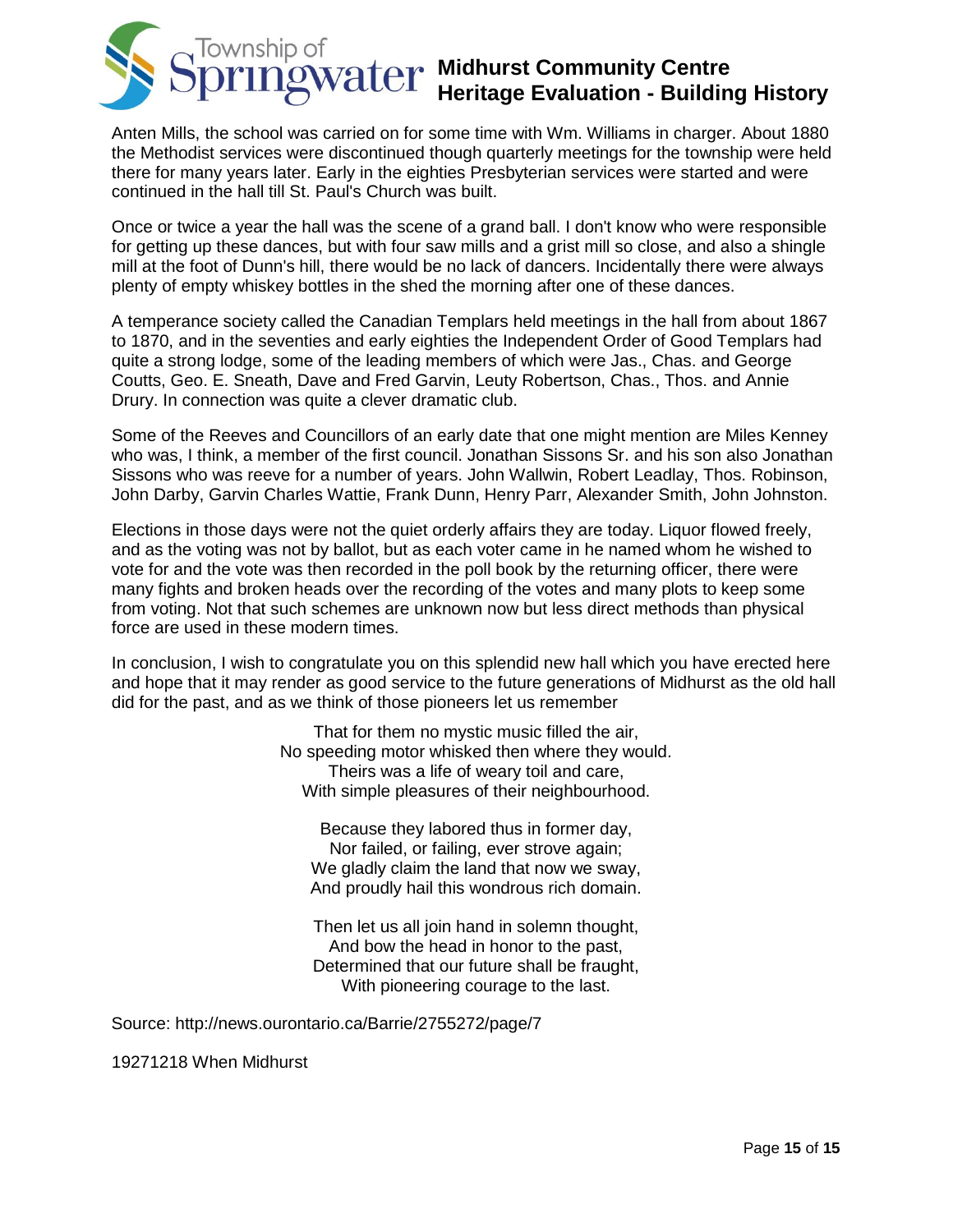Anten Mills, the school was carried on for some time with Wm. Williams in charger. About 1880 the Methodist services were discontinued though quarterly meetings for the township were held there for many years later. Early in the eighties Presbyterian services were started and were continued in the hall till St. Paul's Church was built.

Once or twice a year the hall was the scene of a grand ball. I don't know who were responsible for getting up these dances, but with four saw mills and a grist mill so close, and also a shingle mill at the foot of Dunn's hill, there would be no lack of dancers. Incidentally there were always plenty of empty whiskey bottles in the shed the morning after one of these dances.

A temperance society called the Canadian Templars held meetings in the hall from about 1867 to 1870, and in the seventies and early eighties the Independent Order of Good Templars had quite a strong lodge, some of the leading members of which were Jas., Chas. and George Coutts, Geo. E. Sneath, Dave and Fred Garvin, Leuty Robertson, Chas., Thos. and Annie Drury. In connection was quite a clever dramatic club.

Some of the Reeves and Councillors of an early date that one might mention are Miles Kenney who was, I think, a member of the first council. Jonathan Sissons Sr. and his son also Jonathan Sissons who was reeve for a number of years. John Wallwin, Robert Leadlay, Thos. Robinson, John Darby, Garvin Charles Wattie, Frank Dunn, Henry Parr, Alexander Smith, John Johnston.

Elections in those days were not the quiet orderly affairs they are today. Liquor flowed freely, and as the voting was not by ballot, but as each voter came in he named whom he wished to vote for and the vote was then recorded in the poll book by the returning officer, there were many fights and broken heads over the recording of the votes and many plots to keep some from voting. Not that such schemes are unknown now but less direct methods than physical force are used in these modern times.

In conclusion, I wish to congratulate you on this splendid new hall which you have erected here and hope that it may render as good service to the future generations of Midhurst as the old hall did for the past, and as we think of those pioneers let us remember

That for them no mystic music filled the air,
No speeding motor whisked then where they would.
Theirs was a life of weary toil and care,
With simple pleasures of their neighbourhood.

Because they labored thus in former day,
Nor failed, or failing, ever strove again;
We gladly claim the land that now we sway,
And proudly hail this wondrous rich domain.

Then let us all join hand in solemn thought,
And bow the head in honor to the past,
Determined that our future shall be fraught,
With pioneering courage to the last.

Source: http://news.ourontario.ca/Barrie/2755272/page/7

19271218 When Midhurst